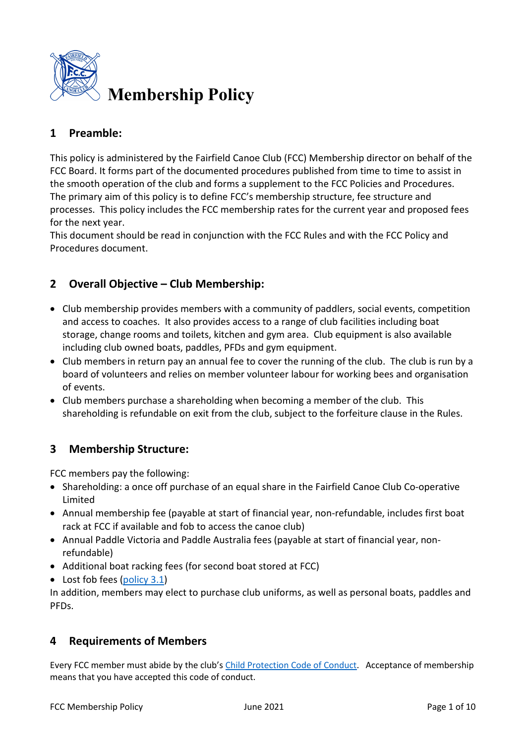# Membership Policy

## 1 Preamble:

This policy is administered by the Fairfield Canoe Club (FCC) Membership director on behalf of the FCC Board. It forms part of the documented procedures published from time to time to assist in the smooth operation of the club and forms a supplement to the FCC Policies and Procedures. The primary aim of this policy is to define FCC's membership structure, fee structure and processes. This policy includes the FCC membership rates for the current year and proposed fees for the next year.
This document should be read in conjunction with the FCC Rules and with the FCC Policy and Procedures document.

## 2 Overall Objective – Club Membership:

- Club membership provides members with a community of paddlers, social events, competition and access to coaches. It also provides access to a range of club facilities including boat storage, change rooms and toilets, kitchen and gym area. Club equipment is also available including club owned boats, paddles, PFDs and gym equipment.
- Club members in return pay an annual fee to cover the running of the club. The club is run by a board of volunteers and relies on member volunteer labour for working bees and organisation of events.
- Club members purchase a shareholding when becoming a member of the club. This shareholding is refundable on exit from the club, subject to the forfeiture clause in the Rules.

## 3 Membership Structure:

FCC members pay the following:

- Shareholding: a once off purchase of an equal share in the Fairfield Canoe Club Co-operative Limited
- Annual membership fee (payable at start of financial year, non-refundable, includes first boat rack at FCC if available and fob to access the canoe club)
- Annual Paddle Victoria and Paddle Australia fees (payable at start of financial year, non-refundable)
- Additional boat racking fees (for second boat stored at FCC)
- Lost fob fees (policy 3.1)

In addition, members may elect to purchase club uniforms, as well as personal boats, paddles and PFDs.

## 4 Requirements of Members

Every FCC member must abide by the club's Child Protection Code of Conduct. Acceptance of membership means that you have accepted this code of conduct.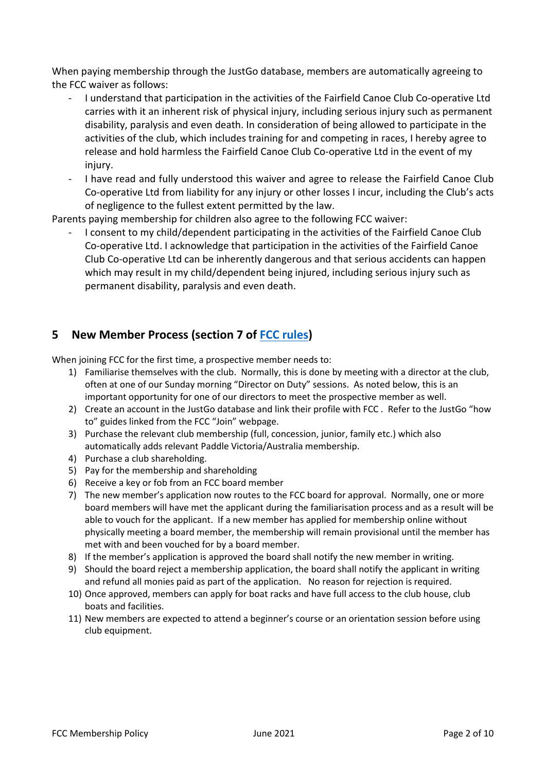When paying membership through the JustGo database, members are automatically agreeing to the FCC waiver as follows:

- I understand that participation in the activities of the Fairfield Canoe Club Co-operative Ltd carries with it an inherent risk of physical injury, including serious injury such as permanent disability, paralysis and even death. In consideration of being allowed to participate in the activities of the club, which includes training for and competing in races, I hereby agree to release and hold harmless the Fairfield Canoe Club Co-operative Ltd in the event of my injury.
- I have read and fully understood this waiver and agree to release the Fairfield Canoe Club Co-operative Ltd from liability for any injury or other losses I incur, including the Club's acts of negligence to the fullest extent permitted by the law.

Parents paying membership for children also agree to the following FCC waiver:

- I consent to my child/dependent participating in the activities of the Fairfield Canoe Club Co-operative Ltd. I acknowledge that participation in the activities of the Fairfield Canoe Club Co-operative Ltd can be inherently dangerous and that serious accidents can happen which may result in my child/dependent being injured, including serious injury such as permanent disability, paralysis and even death.

## 5 New Member Process (section 7 of FCC rules)

When joining FCC for the first time, a prospective member needs to:

1) Familiarise themselves with the club. Normally, this is done by meeting with a director at the club, often at one of our Sunday morning "Director on Duty" sessions. As noted below, this is an important opportunity for one of our directors to meet the prospective member as well.
2) Create an account in the JustGo database and link their profile with FCC . Refer to the JustGo "how to" guides linked from the FCC "Join" webpage.
3) Purchase the relevant club membership (full, concession, junior, family etc.) which also automatically adds relevant Paddle Victoria/Australia membership.
4) Purchase a club shareholding.
5) Pay for the membership and shareholding
6) Receive a key or fob from an FCC board member
7) The new member's application now routes to the FCC board for approval. Normally, one or more board members will have met the applicant during the familiarisation process and as a result will be able to vouch for the applicant. If a new member has applied for membership online without physically meeting a board member, the membership will remain provisional until the member has met with and been vouched for by a board member.
8) If the member's application is approved the board shall notify the new member in writing.
9) Should the board reject a membership application, the board shall notify the applicant in writing and refund all monies paid as part of the application. No reason for rejection is required.
10) Once approved, members can apply for boat racks and have full access to the club house, club boats and facilities.
11) New members are expected to attend a beginner's course or an orientation session before using club equipment.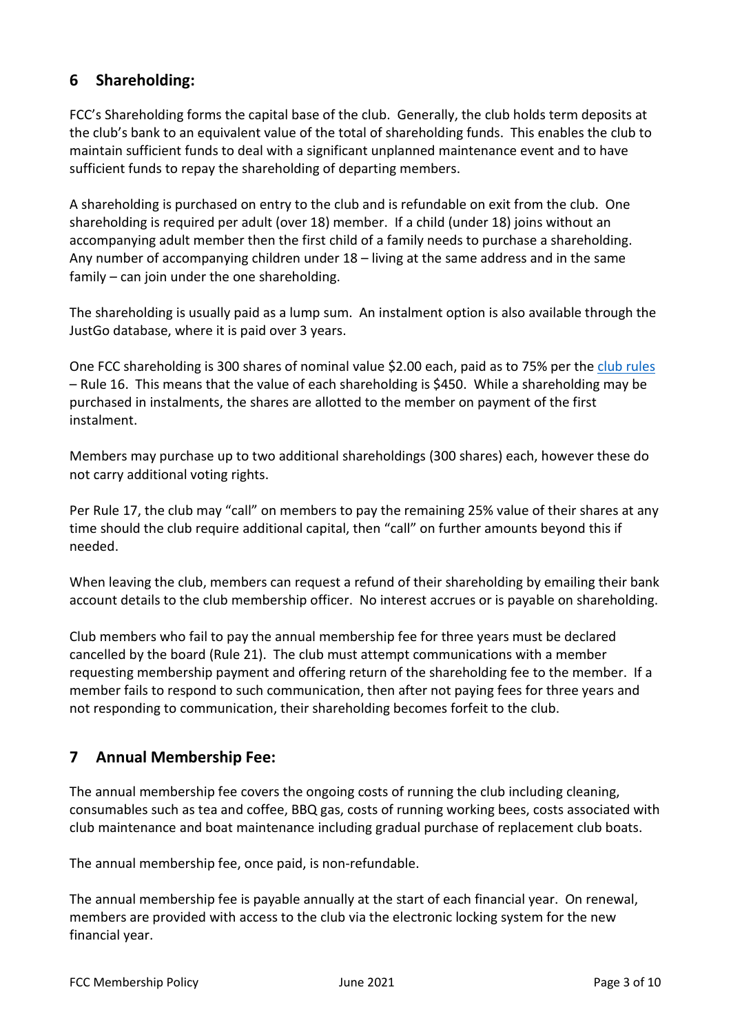## 6 Shareholding:

FCC's Shareholding forms the capital base of the club. Generally, the club holds term deposits at the club's bank to an equivalent value of the total of shareholding funds. This enables the club to maintain sufficient funds to deal with a significant unplanned maintenance event and to have sufficient funds to repay the shareholding of departing members.

A shareholding is purchased on entry to the club and is refundable on exit from the club. One shareholding is required per adult (over 18) member. If a child (under 18) joins without an accompanying adult member then the first child of a family needs to purchase a shareholding. Any number of accompanying children under 18 – living at the same address and in the same family – can join under the one shareholding.

The shareholding is usually paid as a lump sum. An instalment option is also available through the JustGo database, where it is paid over 3 years.

One FCC shareholding is 300 shares of nominal value $2.00 each, paid as to 75% per the club rules – Rule 16. This means that the value of each shareholding is $450. While a shareholding may be purchased in instalments, the shares are allotted to the member on payment of the first instalment.

Members may purchase up to two additional shareholdings (300 shares) each, however these do not carry additional voting rights.

Per Rule 17, the club may "call" on members to pay the remaining 25% value of their shares at any time should the club require additional capital, then "call" on further amounts beyond this if needed.

When leaving the club, members can request a refund of their shareholding by emailing their bank account details to the club membership officer. No interest accrues or is payable on shareholding.

Club members who fail to pay the annual membership fee for three years must be declared cancelled by the board (Rule 21). The club must attempt communications with a member requesting membership payment and offering return of the shareholding fee to the member. If a member fails to respond to such communication, then after not paying fees for three years and not responding to communication, their shareholding becomes forfeit to the club.

## 7 Annual Membership Fee:

The annual membership fee covers the ongoing costs of running the club including cleaning, consumables such as tea and coffee, BBQ gas, costs of running working bees, costs associated with club maintenance and boat maintenance including gradual purchase of replacement club boats.

The annual membership fee, once paid, is non-refundable.

The annual membership fee is payable annually at the start of each financial year. On renewal, members are provided with access to the club via the electronic locking system for the new financial year.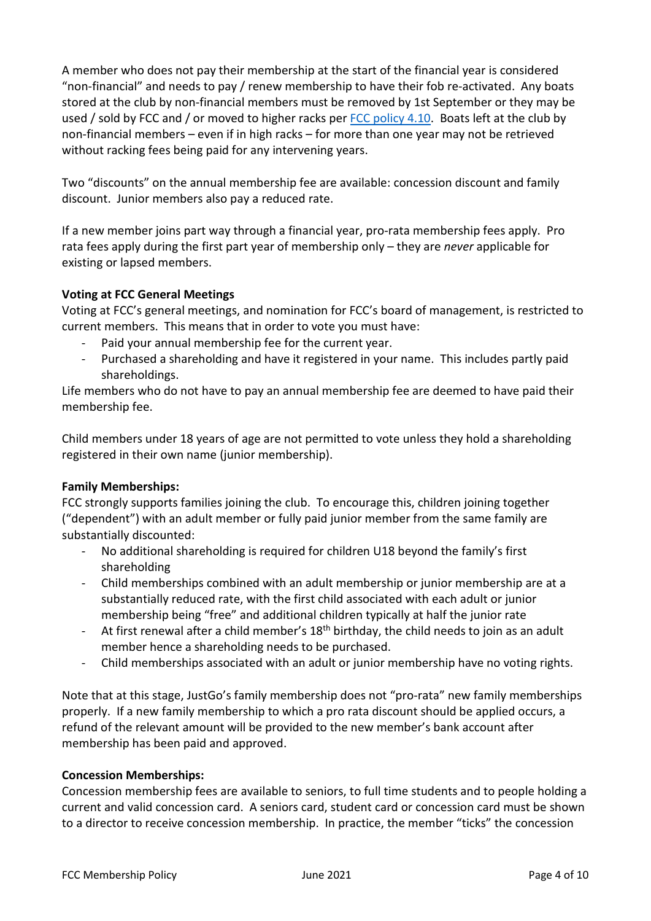A member who does not pay their membership at the start of the financial year is considered "non-financial" and needs to pay / renew membership to have their fob re-activated. Any boats stored at the club by non-financial members must be removed by 1st September or they may be used / sold by FCC and / or moved to higher racks per [FCC policy 4.10](). Boats left at the club by non-financial members – even if in high racks – for more than one year may not be retrieved without racking fees being paid for any intervening years.

Two "discounts" on the annual membership fee are available: concession discount and family discount. Junior members also pay a reduced rate.

If a new member joins part way through a financial year, pro-rata membership fees apply. Pro rata fees apply during the first part year of membership only – they are *never* applicable for existing or lapsed members.

**Voting at FCC General Meetings**

Voting at FCC's general meetings, and nomination for FCC's board of management, is restricted to current members. This means that in order to vote you must have:

- Paid your annual membership fee for the current year.
- Purchased a shareholding and have it registered in your name. This includes partly paid shareholdings.

Life members who do not have to pay an annual membership fee are deemed to have paid their membership fee.

Child members under 18 years of age are not permitted to vote unless they hold a shareholding registered in their own name (junior membership).

**Family Memberships:**

FCC strongly supports families joining the club. To encourage this, children joining together ("dependent") with an adult member or fully paid junior member from the same family are substantially discounted:

- No additional shareholding is required for children U18 beyond the family's first shareholding
- Child memberships combined with an adult membership or junior membership are at a substantially reduced rate, with the first child associated with each adult or junior membership being "free" and additional children typically at half the junior rate
- At first renewal after a child member's 18th birthday, the child needs to join as an adult member hence a shareholding needs to be purchased.
- Child memberships associated with an adult or junior membership have no voting rights.

Note that at this stage, JustGo's family membership does not "pro-rata" new family memberships properly. If a new family membership to which a pro rata discount should be applied occurs, a refund of the relevant amount will be provided to the new member's bank account after membership has been paid and approved.

**Concession Memberships:**

Concession membership fees are available to seniors, to full time students and to people holding a current and valid concession card. A seniors card, student card or concession card must be shown to a director to receive concession membership. In practice, the member "ticks" the concession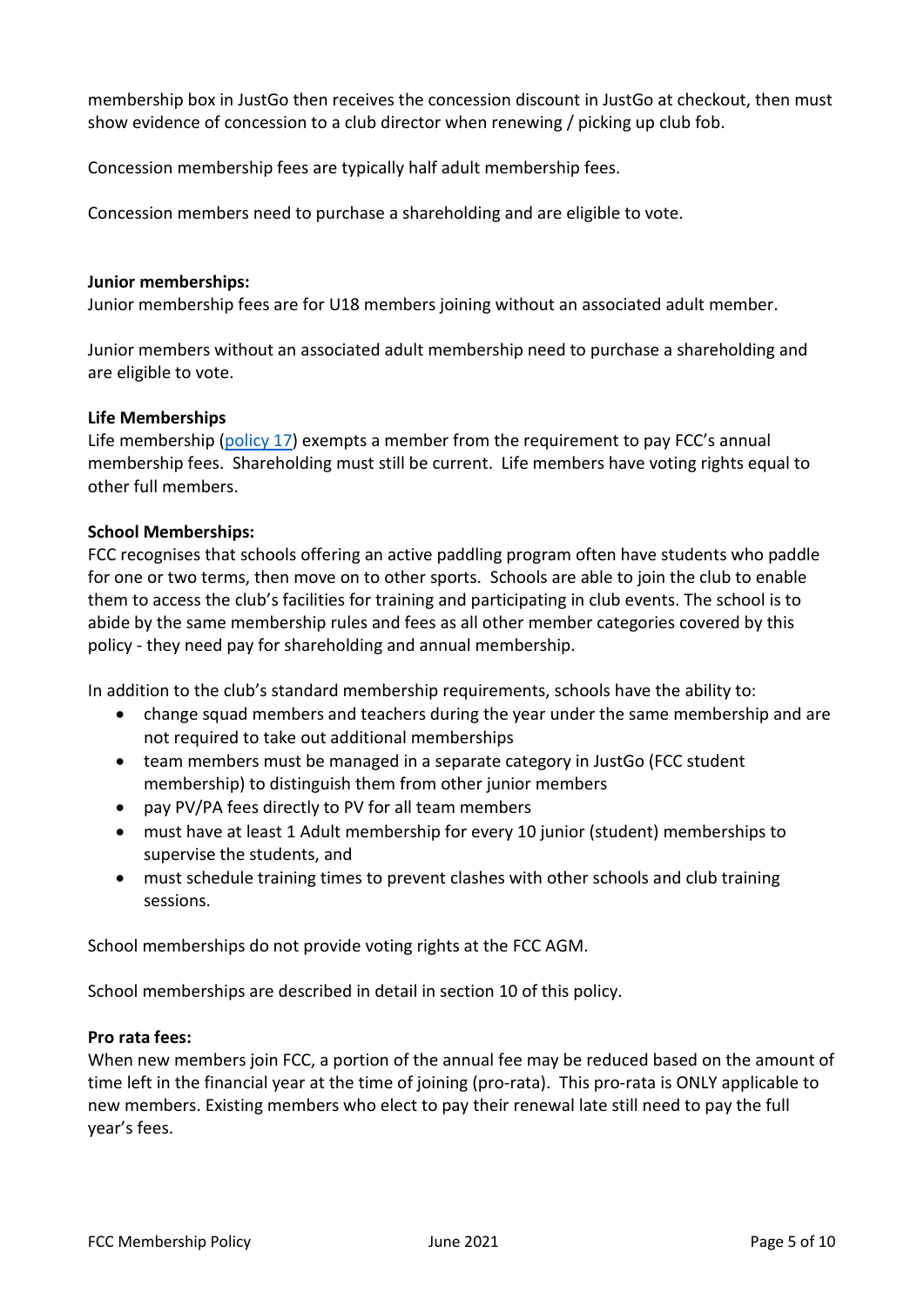membership box in JustGo then receives the concession discount in JustGo at checkout, then must show evidence of concession to a club director when renewing / picking up club fob.

Concession membership fees are typically half adult membership fees.

Concession members need to purchase a shareholding and are eligible to vote.

**Junior memberships:**

Junior membership fees are for U18 members joining without an associated adult member.

Junior members without an associated adult membership need to purchase a shareholding and are eligible to vote.

**Life Memberships**

Life membership (policy 17) exempts a member from the requirement to pay FCC's annual membership fees. Shareholding must still be current. Life members have voting rights equal to other full members.

**School Memberships:**

FCC recognises that schools offering an active paddling program often have students who paddle for one or two terms, then move on to other sports. Schools are able to join the club to enable them to access the club's facilities for training and participating in club events. The school is to abide by the same membership rules and fees as all other member categories covered by this policy - they need pay for shareholding and annual membership.

In addition to the club's standard membership requirements, schools have the ability to:

- change squad members and teachers during the year under the same membership and are not required to take out additional memberships
- team members must be managed in a separate category in JustGo (FCC student membership) to distinguish them from other junior members
- pay PV/PA fees directly to PV for all team members
- must have at least 1 Adult membership for every 10 junior (student) memberships to supervise the students, and
- must schedule training times to prevent clashes with other schools and club training sessions.

School memberships do not provide voting rights at the FCC AGM.

School memberships are described in detail in section 10 of this policy.

**Pro rata fees:**

When new members join FCC, a portion of the annual fee may be reduced based on the amount of time left in the financial year at the time of joining (pro-rata). This pro-rata is ONLY applicable to new members. Existing members who elect to pay their renewal late still need to pay the full year's fees.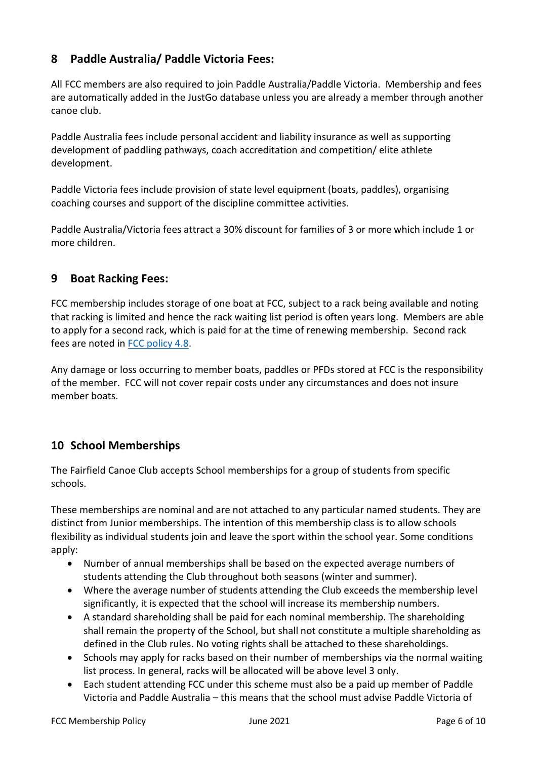## 8 Paddle Australia/ Paddle Victoria Fees:

All FCC members are also required to join Paddle Australia/Paddle Victoria. Membership and fees are automatically added in the JustGo database unless you are already a member through another canoe club.

Paddle Australia fees include personal accident and liability insurance as well as supporting development of paddling pathways, coach accreditation and competition/ elite athlete development.

Paddle Victoria fees include provision of state level equipment (boats, paddles), organising coaching courses and support of the discipline committee activities.

Paddle Australia/Victoria fees attract a 30% discount for families of 3 or more which include 1 or more children.

## 9 Boat Racking Fees:

FCC membership includes storage of one boat at FCC, subject to a rack being available and noting that racking is limited and hence the rack waiting list period is often years long. Members are able to apply for a second rack, which is paid for at the time of renewing membership. Second rack fees are noted in FCC policy 4.8.

Any damage or loss occurring to member boats, paddles or PFDs stored at FCC is the responsibility of the member. FCC will not cover repair costs under any circumstances and does not insure member boats.

## 10 School Memberships

The Fairfield Canoe Club accepts School memberships for a group of students from specific schools.

These memberships are nominal and are not attached to any particular named students. They are distinct from Junior memberships. The intention of this membership class is to allow schools flexibility as individual students join and leave the sport within the school year. Some conditions apply:

- Number of annual memberships shall be based on the expected average numbers of students attending the Club throughout both seasons (winter and summer).
- Where the average number of students attending the Club exceeds the membership level significantly, it is expected that the school will increase its membership numbers.
- A standard shareholding shall be paid for each nominal membership. The shareholding shall remain the property of the School, but shall not constitute a multiple shareholding as defined in the Club rules. No voting rights shall be attached to these shareholdings.
- Schools may apply for racks based on their number of memberships via the normal waiting list process. In general, racks will be allocated will be above level 3 only.
- Each student attending FCC under this scheme must also be a paid up member of Paddle Victoria and Paddle Australia – this means that the school must advise Paddle Victoria of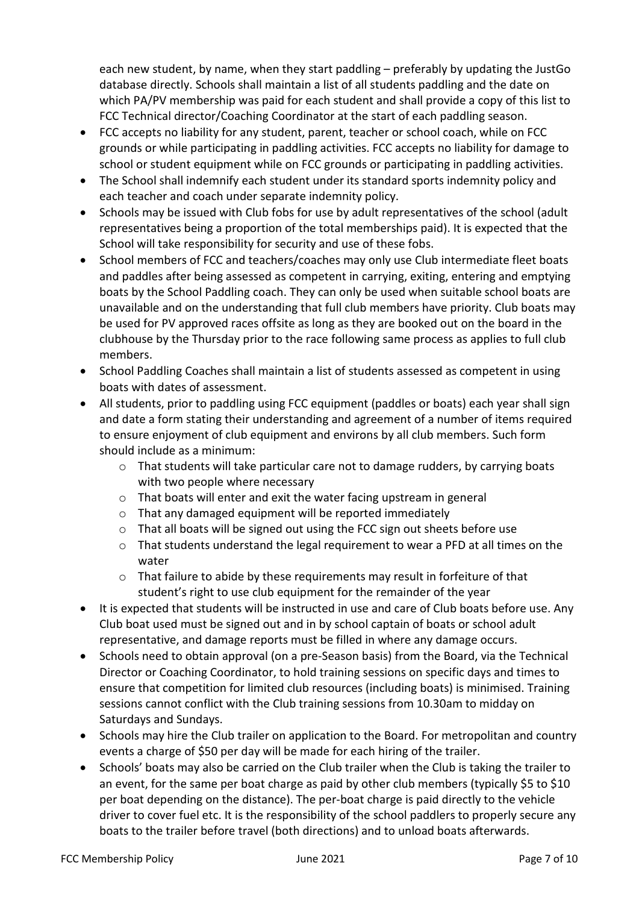each new student, by name, when they start paddling – preferably by updating the JustGo database directly. Schools shall maintain a list of all students paddling and the date on which PA/PV membership was paid for each student and shall provide a copy of this list to FCC Technical director/Coaching Coordinator at the start of each paddling season.

- FCC accepts no liability for any student, parent, teacher or school coach, while on FCC grounds or while participating in paddling activities. FCC accepts no liability for damage to school or student equipment while on FCC grounds or participating in paddling activities.
- The School shall indemnify each student under its standard sports indemnity policy and each teacher and coach under separate indemnity policy.
- Schools may be issued with Club fobs for use by adult representatives of the school (adult representatives being a proportion of the total memberships paid). It is expected that the School will take responsibility for security and use of these fobs.
- School members of FCC and teachers/coaches may only use Club intermediate fleet boats and paddles after being assessed as competent in carrying, exiting, entering and emptying boats by the School Paddling coach. They can only be used when suitable school boats are unavailable and on the understanding that full club members have priority. Club boats may be used for PV approved races offsite as long as they are booked out on the board in the clubhouse by the Thursday prior to the race following same process as applies to full club members.
- School Paddling Coaches shall maintain a list of students assessed as competent in using boats with dates of assessment.
- All students, prior to paddling using FCC equipment (paddles or boats) each year shall sign and date a form stating their understanding and agreement of a number of items required to ensure enjoyment of club equipment and environs by all club members. Such form should include as a minimum:
  - That students will take particular care not to damage rudders, by carrying boats with two people where necessary
  - That boats will enter and exit the water facing upstream in general
  - That any damaged equipment will be reported immediately
  - That all boats will be signed out using the FCC sign out sheets before use
  - That students understand the legal requirement to wear a PFD at all times on the water
  - That failure to abide by these requirements may result in forfeiture of that student's right to use club equipment for the remainder of the year
- It is expected that students will be instructed in use and care of Club boats before use. Any Club boat used must be signed out and in by school captain of boats or school adult representative, and damage reports must be filled in where any damage occurs.
- Schools need to obtain approval (on a pre-Season basis) from the Board, via the Technical Director or Coaching Coordinator, to hold training sessions on specific days and times to ensure that competition for limited club resources (including boats) is minimised. Training sessions cannot conflict with the Club training sessions from 10.30am to midday on Saturdays and Sundays.
- Schools may hire the Club trailer on application to the Board. For metropolitan and country events a charge of $50 per day will be made for each hiring of the trailer.
- Schools' boats may also be carried on the Club trailer when the Club is taking the trailer to an event, for the same per boat charge as paid by other club members (typically $5 to $10 per boat depending on the distance). The per-boat charge is paid directly to the vehicle driver to cover fuel etc. It is the responsibility of the school paddlers to properly secure any boats to the trailer before travel (both directions) and to unload boats afterwards.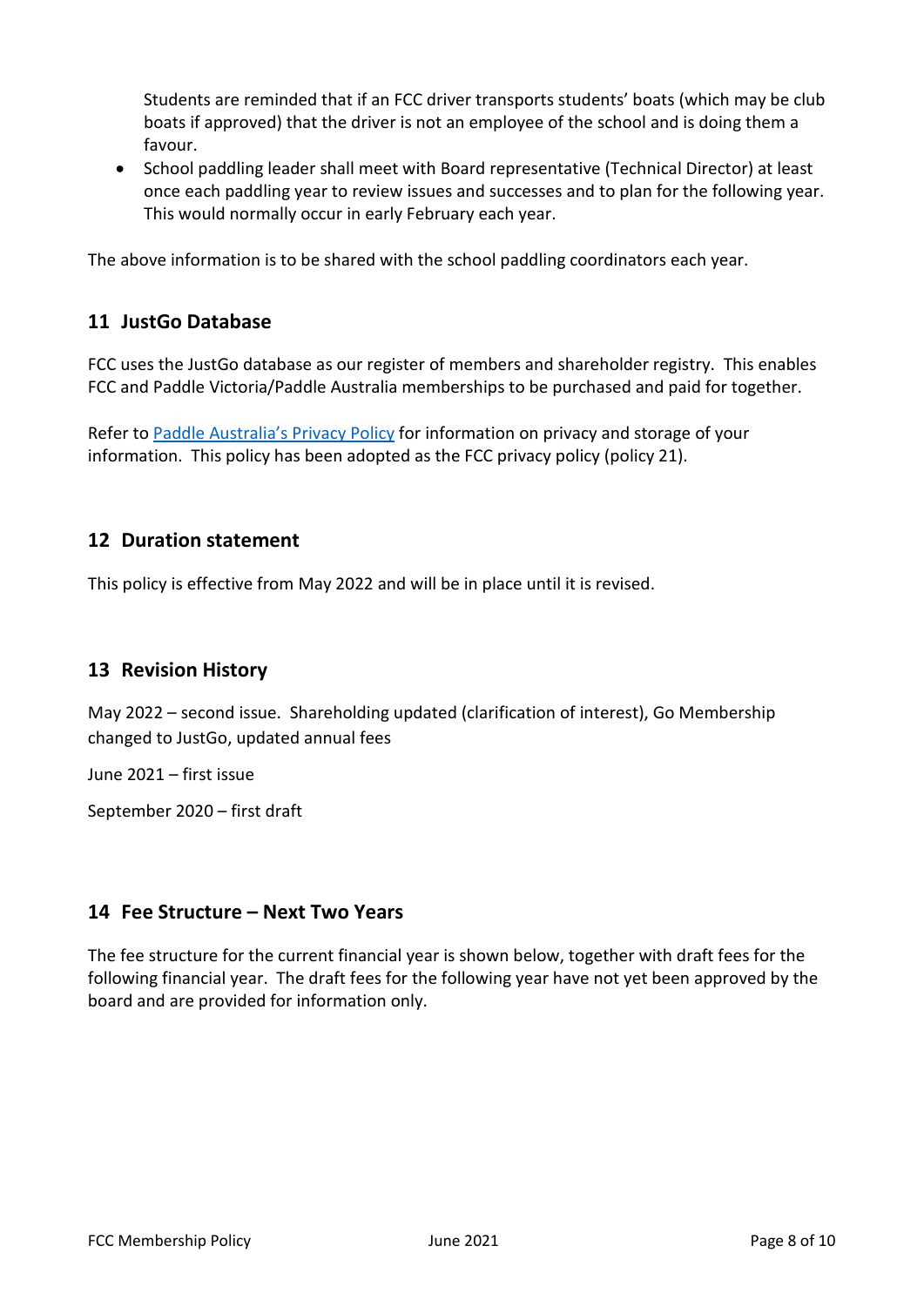Students are reminded that if an FCC driver transports students' boats (which may be club boats if approved) that the driver is not an employee of the school and is doing them a favour.

- School paddling leader shall meet with Board representative (Technical Director) at least once each paddling year to review issues and successes and to plan for the following year. This would normally occur in early February each year.

The above information is to be shared with the school paddling coordinators each year.

## 11 JustGo Database

FCC uses the JustGo database as our register of members and shareholder registry. This enables FCC and Paddle Victoria/Paddle Australia memberships to be purchased and paid for together.

Refer to [Paddle Australia's Privacy Policy] for information on privacy and storage of your information. This policy has been adopted as the FCC privacy policy (policy 21).

## 12 Duration statement

This policy is effective from May 2022 and will be in place until it is revised.

## 13 Revision History

May 2022 – second issue. Shareholding updated (clarification of interest), Go Membership changed to JustGo, updated annual fees

June 2021 – first issue

September 2020 – first draft

## 14 Fee Structure – Next Two Years

The fee structure for the current financial year is shown below, together with draft fees for the following financial year. The draft fees for the following year have not yet been approved by the board and are provided for information only.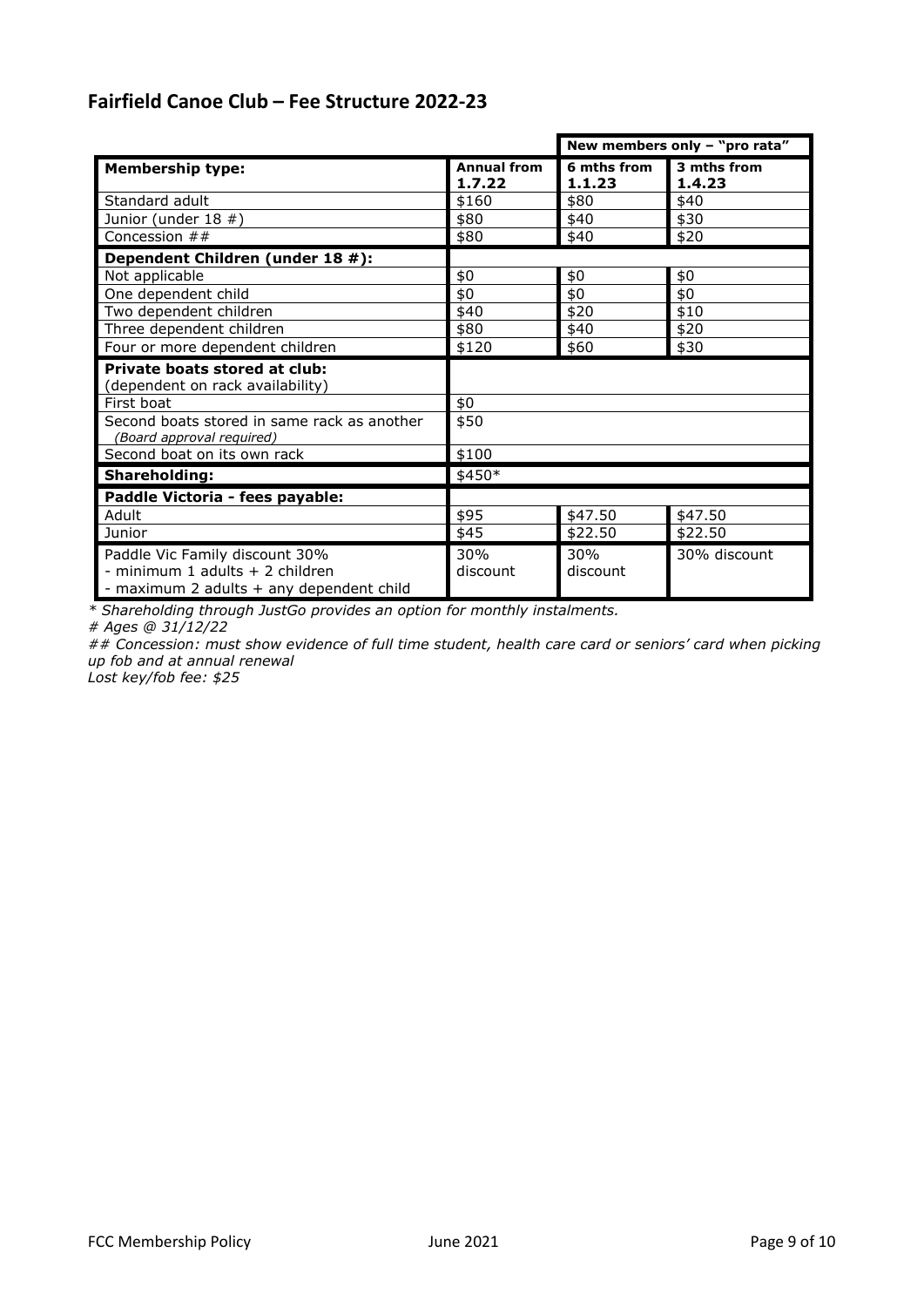## Fairfield Canoe Club – Fee Structure 2022-23

| | | New members only – "pro rata" | |
|---|---|---|---|
| **Membership type:** | **Annual from 1.7.22** | **6 mths from 1.1.23** | **3 mths from 1.4.23** |
| Standard adult | $160 | $80 | $40 |
| Junior (under 18 #) | $80 | $40 | $30 |
| Concession ## | $80 | $40 | $20 |
| **Dependent Children (under 18 #):** | | | |
| Not applicable | $0 | $0 | $0 |
| One dependent child | $0 | $0 | $0 |
| Two dependent children | $40 | $20 | $10 |
| Three dependent children | $80 | $40 | $20 |
| Four or more dependent children | $120 | $60 | $30 |
| **Private boats stored at club:** (dependent on rack availability) | | | |
| First boat | $0 | | |
| Second boats stored in same rack as another *(Board approval required)* | $50 | | |
| Second boat on its own rack | $100 | | |
| **Shareholding:** | $450* | | |
| **Paddle Victoria - fees payable:** | | | |
| Adult | $95 | $47.50 | $47.50 |
| Junior | $45 | $22.50 | $22.50 |
| Paddle Vic Family discount 30% - minimum 1 adults + 2 children - maximum 2 adults + any dependent child | 30% discount | 30% discount | 30% discount |

*\* Shareholding through JustGo provides an option for monthly instalments.*

*# Ages @ 31/12/22*

*## Concession: must show evidence of full time student, health care card or seniors' card when picking up fob and at annual renewal*

*Lost key/fob fee: $25*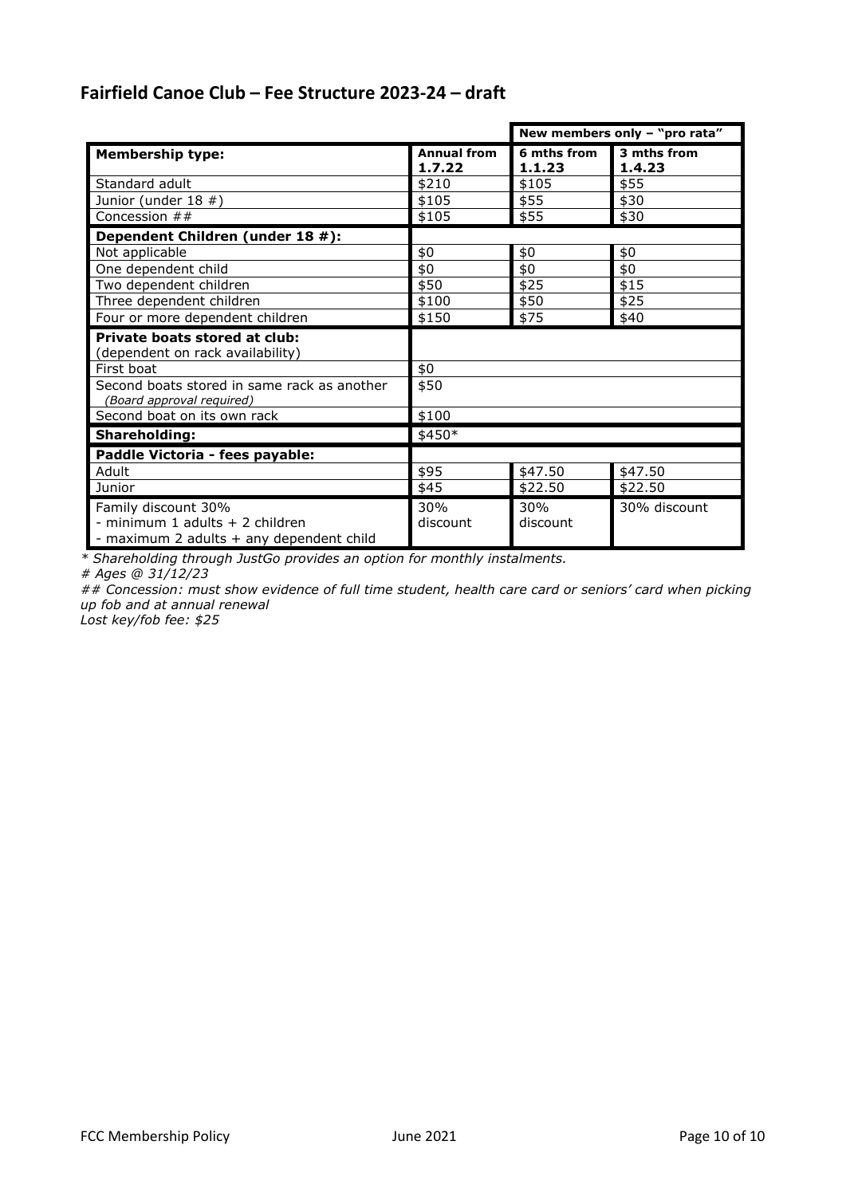## Fairfield Canoe Club – Fee Structure 2023-24 – draft

| | | New members only – "pro rata" | |
|---|---|---|---|
| **Membership type:** | **Annual from 1.7.22** | **6 mths from 1.1.23** | **3 mths from 1.4.23** |
| Standard adult | $210 | $105 | $55 |
| Junior (under 18 #) | $105 | $55 | $30 |
| Concession ## | $105 | $55 | $30 |
| **Dependent Children (under 18 #):** | | | |
| Not applicable | $0 | $0 | $0 |
| One dependent child | $0 | $0 | $0 |
| Two dependent children | $50 | $25 | $15 |
| Three dependent children | $100 | $50 | $25 |
| Four or more dependent children | $150 | $75 | $40 |
| **Private boats stored at club:** (dependent on rack availability) | | | |
| First boat | $0 | | |
| Second boats stored in same rack as another *(Board approval required)* | $50 | | |
| Second boat on its own rack | $100 | | |
| **Shareholding:** | $450* | | |
| **Paddle Victoria - fees payable:** | | | |
| Adult | $95 | $47.50 | $47.50 |
| Junior | $45 | $22.50 | $22.50 |
| Family discount 30% - minimum 1 adults + 2 children - maximum 2 adults + any dependent child | 30% discount | 30% discount | 30% discount |

*\* Shareholding through JustGo provides an option for monthly instalments.*

*# Ages @ 31/12/23*

*## Concession: must show evidence of full time student, health care card or seniors' card when picking up fob and at annual renewal*

*Lost key/fob fee: $25*